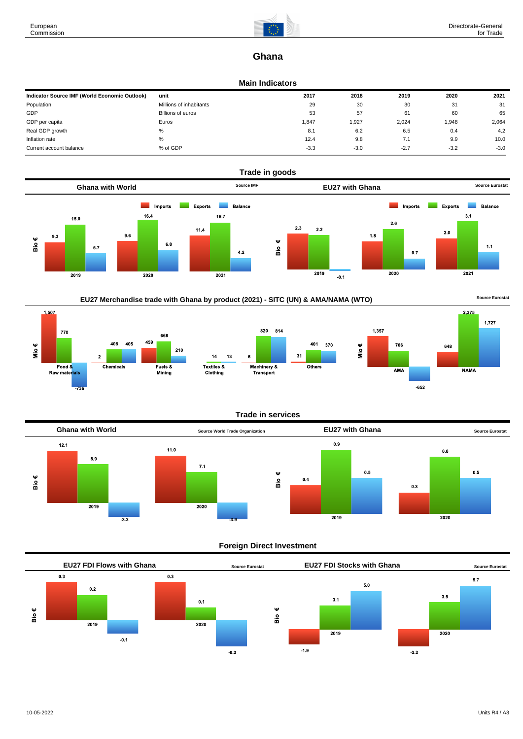# Ghana

## Main Indicators

| Indicator Source IMF (World Economic Outlook) | unit | 2017 | 2018 | 2019 | 2020 | 2021 |
|---|---|---|---|---|---|---|
| Population | Millions of inhabitants | 29 | 30 | 30 | 31 | 31 |
| GDP | Billions of euros | 53 | 57 | 61 | 60 | 65 |
| GDP per capita | Euros | 1,847 | 1,927 | 2,024 | 1,948 | 2,064 |
| Real GDP growth | % | 8.1 | 6.2 | 6.5 | 0.4 | 4.2 |
| Inflation rate | % | 12.4 | 9.8 | 7.1 | 9.9 | 10.0 |
| Current account balance | % of GDP | -3.3 | -3.0 | -2.7 | -3.2 | -3.0 |

## Trade in goods

### Ghana with World

Source IMF

Bio €

| | Imports | Exports | Balance |
|---|---|---|---|
| 2019 | 9.3 | 15.0 | 5.7 |
| 2020 | 9.6 | 16.4 | 6.8 |
| 2021 | 11.4 | 15.7 | 4.2 |

### EU27 with Ghana

Source Eurostat

Bio €

| | Imports | Exports | Balance |
|---|---|---|---|
| 2019 | 2.3 | 2.2 | -0.1 |
| 2020 | 1.8 | 2.6 | 0.7 |
| 2021 | 2.0 | 3.1 | 1.1 |

### EU27 Merchandise trade with Ghana by product (2021) - SITC (UN) & AMA/NAMA (WTO)

Source Eurostat

Mio €

| | Imports | Exports | Balance |
|---|---|---|---|
| Food & Raw materials | 1,507 | 770 | -736 |
| Chemicals | 2 | 408 | 405 |
| Fuels & Mining | 459 | 668 | 210 |
| Textiles & Clothing | 14 | 13 | |
| Machinery & Transport | 6 | 820 | 814 |
| Others | 31 | 401 | 370 |

Mio €

| | Imports | Exports | Balance |
|---|---|---|---|
| AMA | 1,357 | 706 | -652 |
| NAMA | 648 | 2,375 | 1,727 |

## Trade in services

### Ghana with World

Source World Trade Organization

Bio €

| | Imports | Exports | Balance |
|---|---|---|---|
| 2019 | 12.1 | 8.9 | -3.2 |
| 2020 | 11.0 | 7.1 | -3.9 |

### EU27 with Ghana

Source Eurostat

Bio €

| | Imports | Exports | Balance |
|---|---|---|---|
| 2019 | 0.4 | 0.9 | 0.5 |
| 2020 | 0.3 | 0.8 | 0.5 |

## Foreign Direct Investment

### EU27 FDI Flows with Ghana

Source Eurostat

Bio €

| | | | |
|---|---|---|---|
| 2019 | 0.3 | 0.2 | -0.1 |
| 2020 | 0.3 | 0.1 | -0.2 |

### EU27 FDI Stocks with Ghana

Source Eurostat

Bio €

| | | | |
|---|---|---|---|
| 2019 | -1.9 | 3.1 | 5.0 |
| 2020 | -2.2 | 3.5 | 5.7 |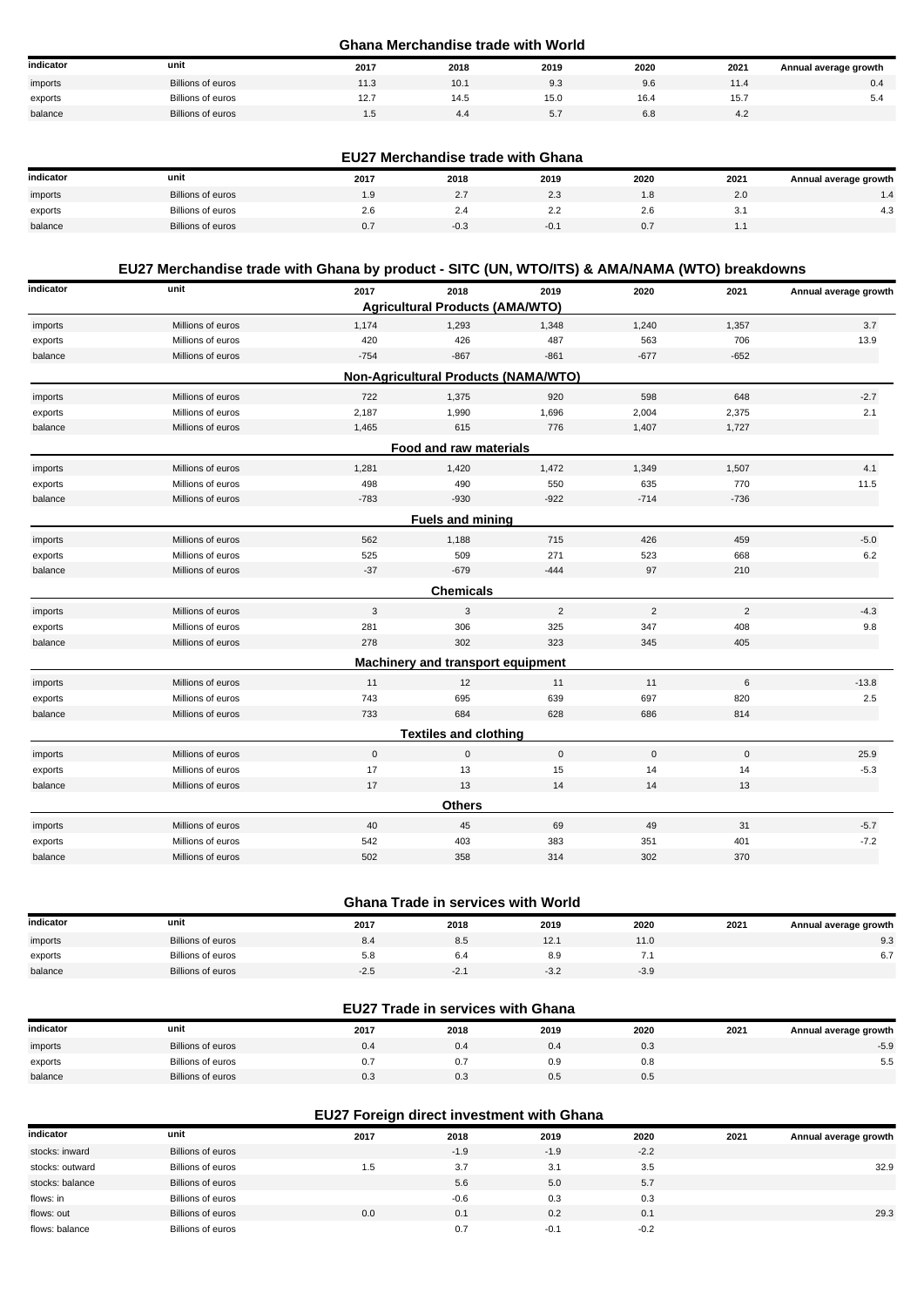### Ghana Merchandise trade with World

| indicator | unit | 2017 | 2018 | 2019 | 2020 | 2021 | Annual average growth |
|---|---|---|---|---|---|---|---|
| imports | Billions of euros | 11.3 | 10.1 | 9.3 | 9.6 | 11.4 | 0.4 |
| exports | Billions of euros | 12.7 | 14.5 | 15.0 | 16.4 | 15.7 | 5.4 |
| balance | Billions of euros | 1.5 | 4.4 | 5.7 | 6.8 | 4.2 | |

### EU27 Merchandise trade with Ghana

| indicator | unit | 2017 | 2018 | 2019 | 2020 | 2021 | Annual average growth |
|---|---|---|---|---|---|---|---|
| imports | Billions of euros | 1.9 | 2.7 | 2.3 | 1.8 | 2.0 | 1.4 |
| exports | Billions of euros | 2.6 | 2.4 | 2.2 | 2.6 | 3.1 | 4.3 |
| balance | Billions of euros | 0.7 | -0.3 | -0.1 | 0.7 | 1.1 | |

### EU27 Merchandise trade with Ghana by product - SITC (UN, WTO/ITS) & AMA/NAMA (WTO) breakdowns

| indicator | unit | 2017 | 2018 | 2019 | 2020 | 2021 | Annual average growth |
|---|---|---|---|---|---|---|---|
| | | | **Agricultural Products (AMA/WTO)** | | | | |
| imports | Millions of euros | 1,174 | 1,293 | 1,348 | 1,240 | 1,357 | 3.7 |
| exports | Millions of euros | 420 | 426 | 487 | 563 | 706 | 13.9 |
| balance | Millions of euros | -754 | -867 | -861 | -677 | -652 | |
| | | | **Non-Agricultural Products (NAMA/WTO)** | | | | |
| imports | Millions of euros | 722 | 1,375 | 920 | 598 | 648 | -2.7 |
| exports | Millions of euros | 2,187 | 1,990 | 1,696 | 2,004 | 2,375 | 2.1 |
| balance | Millions of euros | 1,465 | 615 | 776 | 1,407 | 1,727 | |
| | | | **Food and raw materials** | | | | |
| imports | Millions of euros | 1,281 | 1,420 | 1,472 | 1,349 | 1,507 | 4.1 |
| exports | Millions of euros | 498 | 490 | 550 | 635 | 770 | 11.5 |
| balance | Millions of euros | -783 | -930 | -922 | -714 | -736 | |
| | | | **Fuels and mining** | | | | |
| imports | Millions of euros | 562 | 1,188 | 715 | 426 | 459 | -5.0 |
| exports | Millions of euros | 525 | 509 | 271 | 523 | 668 | 6.2 |
| balance | Millions of euros | -37 | -679 | -444 | 97 | 210 | |
| | | | **Chemicals** | | | | |
| imports | Millions of euros | 3 | 3 | 2 | 2 | 2 | -4.3 |
| exports | Millions of euros | 281 | 306 | 325 | 347 | 408 | 9.8 |
| balance | Millions of euros | 278 | 302 | 323 | 345 | 405 | |
| | | | **Machinery and transport equipment** | | | | |
| imports | Millions of euros | 11 | 12 | 11 | 11 | 6 | -13.8 |
| exports | Millions of euros | 743 | 695 | 639 | 697 | 820 | 2.5 |
| balance | Millions of euros | 733 | 684 | 628 | 686 | 814 | |
| | | | **Textiles and clothing** | | | | |
| imports | Millions of euros | 0 | 0 | 0 | 0 | 0 | 25.9 |
| exports | Millions of euros | 17 | 13 | 15 | 14 | 14 | -5.3 |
| balance | Millions of euros | 17 | 13 | 14 | 14 | 13 | |
| | | | **Others** | | | | |
| imports | Millions of euros | 40 | 45 | 69 | 49 | 31 | -5.7 |
| exports | Millions of euros | 542 | 403 | 383 | 351 | 401 | -7.2 |
| balance | Millions of euros | 502 | 358 | 314 | 302 | 370 | |

### Ghana Trade in services with World

| indicator | unit | 2017 | 2018 | 2019 | 2020 | 2021 | Annual average growth |
|---|---|---|---|---|---|---|---|
| imports | Billions of euros | 8.4 | 8.5 | 12.1 | 11.0 | | 9.3 |
| exports | Billions of euros | 5.8 | 6.4 | 8.9 | 7.1 | | 6.7 |
| balance | Billions of euros | -2.5 | -2.1 | -3.2 | -3.9 | | |

### EU27 Trade in services with Ghana

| indicator | unit | 2017 | 2018 | 2019 | 2020 | 2021 | Annual average growth |
|---|---|---|---|---|---|---|---|
| imports | Billions of euros | 0.4 | 0.4 | 0.4 | 0.3 | | -5.9 |
| exports | Billions of euros | 0.7 | 0.7 | 0.9 | 0.8 | | 5.5 |
| balance | Billions of euros | 0.3 | 0.3 | 0.5 | 0.5 | | |

### EU27 Foreign direct investment with Ghana

| indicator | unit | 2017 | 2018 | 2019 | 2020 | 2021 | Annual average growth |
|---|---|---|---|---|---|---|---|
| stocks: inward | Billions of euros | | -1.9 | -1.9 | -2.2 | | |
| stocks: outward | Billions of euros | 1.5 | 3.7 | 3.1 | 3.5 | | 32.9 |
| stocks: balance | Billions of euros | | 5.6 | 5.0 | 5.7 | | |
| flows: in | Billions of euros | | -0.6 | 0.3 | 0.3 | | |
| flows: out | Billions of euros | 0.0 | 0.1 | 0.2 | 0.1 | | 29.3 |
| flows: balance | Billions of euros | | 0.7 | -0.1 | -0.2 | | |